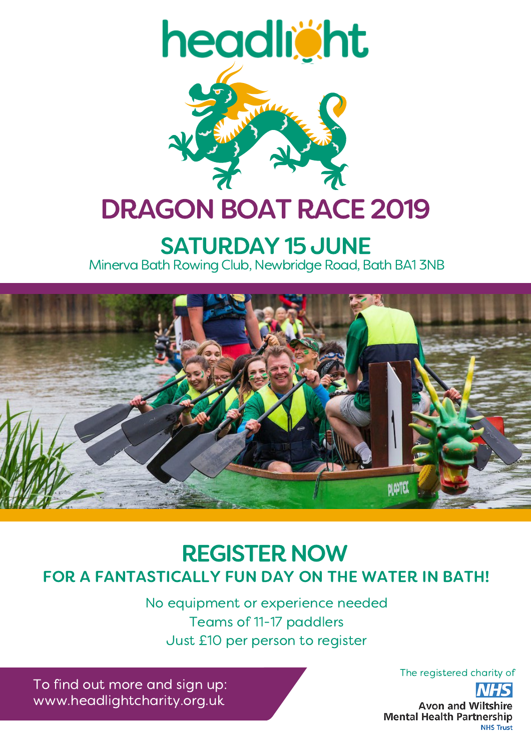headlight

# DRAGON BOAT RACE 2019

## SATURDAY 15 JUNE

Minerva Bath Rowing Club, Newbridge Road, Bath BA1 3NB

## REGISTER NOW

### FOR A FANTASTICALLY FUN DAY ON THE WATER IN BATH!

No equipment or experience needed

Teams of 11-17 paddlers

Just £10 per person to register

To find out more and sign up:
www.headlightcharity.org.uk

The registered charity of

NHS

Avon and Wiltshire Mental Health Partnership

NHS Trust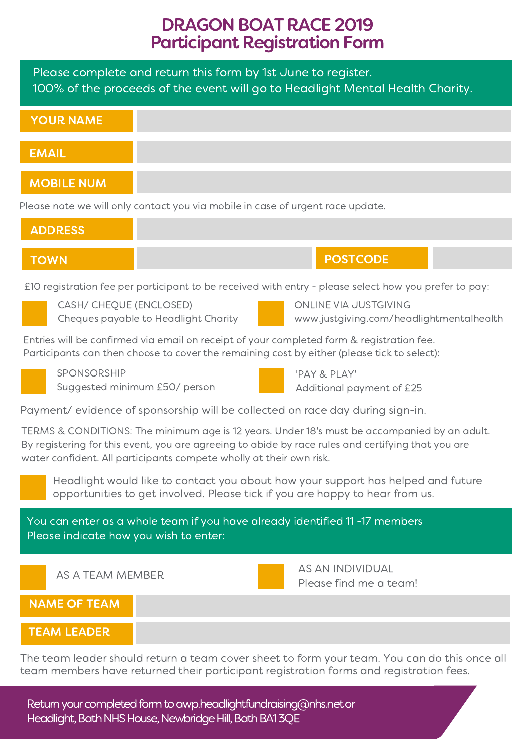# DRAGON BOAT RACE 2019
## Participant Registration Form

Please complete and return this form by 1st June to register.
100% of the proceeds of the event will go to Headlight Mental Health Charity.

| | |
|---|---|
| **YOUR NAME** | |
| **EMAIL** | |
| **MOBILE NUM** | |

Please note we will only contact you via mobile in case of urgent race update.

| | | | |
|---|---|---|---|
| **ADDRESS** | | | |
| **TOWN** | | **POSTCODE** | |

£10 registration fee per participant to be received with entry - please select how you prefer to pay:

- ☐ CASH/ CHEQUE (ENCLOSED)
  Cheques payable to Headlight Charity
- ☐ ONLINE VIA JUSTGIVING
  www.justgiving.com/headlightmentalhealth

Entries will be confirmed via email on receipt of your completed form & registration fee.
Participants can then choose to cover the remaining cost by either (please tick to select):

- ☐ SPONSORSHIP
  Suggested minimum £50/ person
- ☐ 'PAY & PLAY'
  Additional payment of £25

Payment/ evidence of sponsorship will be collected on race day during sign-in.

TERMS & CONDITIONS: The minimum age is 12 years. Under 18's must be accompanied by an adult. By registering for this event, you are agreeing to abide by race rules and certifying that you are water confident. All participants compete wholly at their own risk.

☐ Headlight would like to contact you about how your support has helped and future opportunities to get involved. Please tick if you are happy to hear from us.

You can enter as a whole team if you have already identified 11 -17 members
Please indicate how you wish to enter:

- ☐ AS A TEAM MEMBER
- ☐ AS AN INDIVIDUAL
  Please find me a team!

| | |
|---|---|
| **NAME OF TEAM** | |
| **TEAM LEADER** | |

The team leader should return a team cover sheet to form your team. You can do this once all team members have returned their participant registration forms and registration fees.

Return your completed form to awp.headlightfundraising@nhs.net or
Headlight, Bath NHS House, Newbridge Hill, Bath BA1 3QE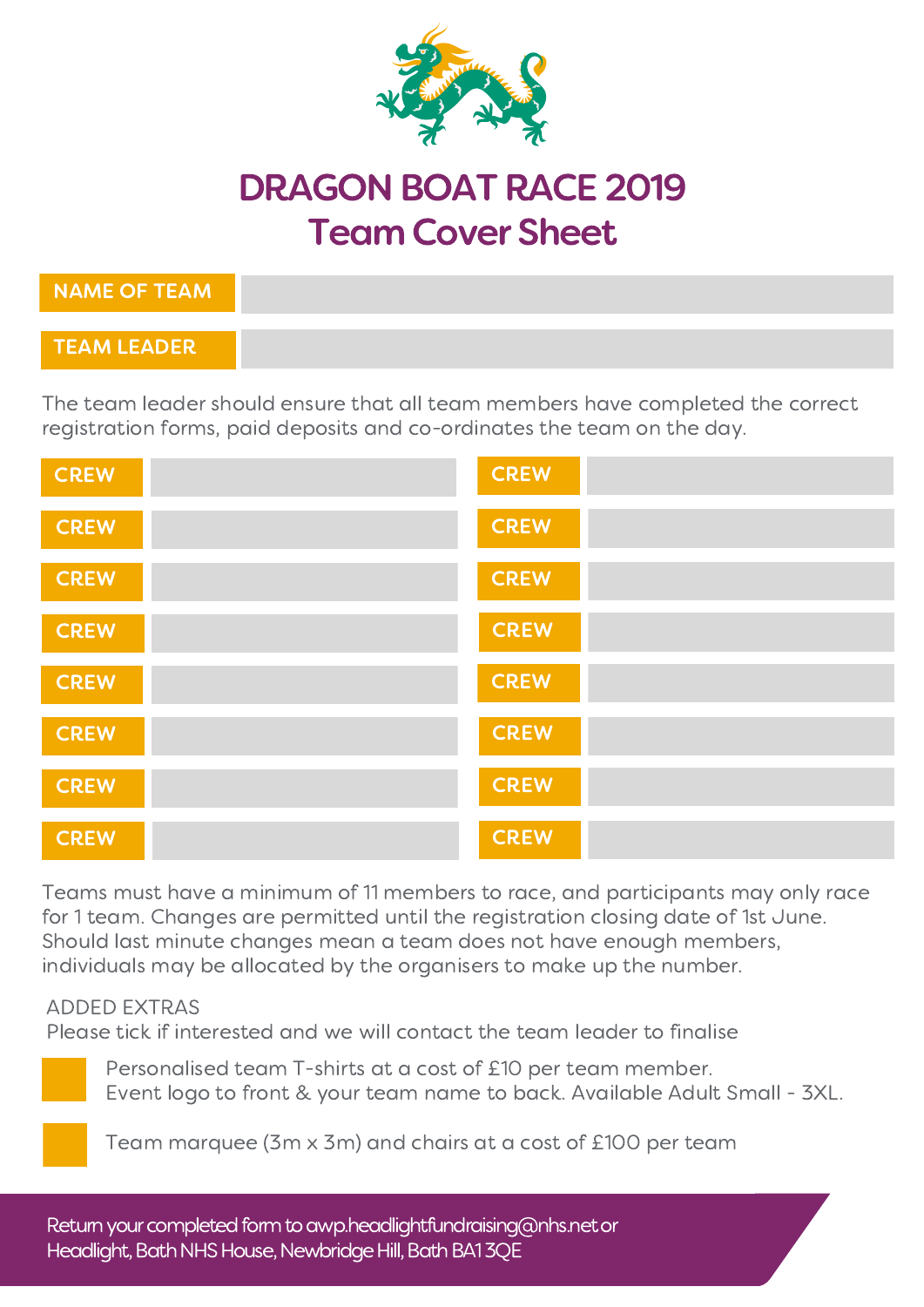# DRAGON BOAT RACE 2019

## Team Cover Sheet

| | |
|---|---|
| **NAME OF TEAM** | |
| **TEAM LEADER** | |

The team leader should ensure that all team members have completed the correct registration forms, paid deposits and co-ordinates the team on the day.

| | | | |
|---|---|---|---|
| **CREW** | | **CREW** | |
| **CREW** | | **CREW** | |
| **CREW** | | **CREW** | |
| **CREW** | | **CREW** | |
| **CREW** | | **CREW** | |
| **CREW** | | **CREW** | |
| **CREW** | | **CREW** | |
| **CREW** | | **CREW** | |

Teams must have a minimum of 11 members to race, and participants may only race for 1 team. Changes are permitted until the registration closing date of 1st June. Should last minute changes mean a team does not have enough members, individuals may be allocated by the organisers to make up the number.

ADDED EXTRAS
Please tick if interested and we will contact the team leader to finalise

- ☐ Personalised team T-shirts at a cost of £10 per team member. Event logo to front & your team name to back. Available Adult Small - 3XL.
- ☐ Team marquee (3m x 3m) and chairs at a cost of £100 per team

Return your completed form to awp.headlightfundraising@nhs.net or Headlight, Bath NHS House, Newbridge Hill, Bath BA1 3QE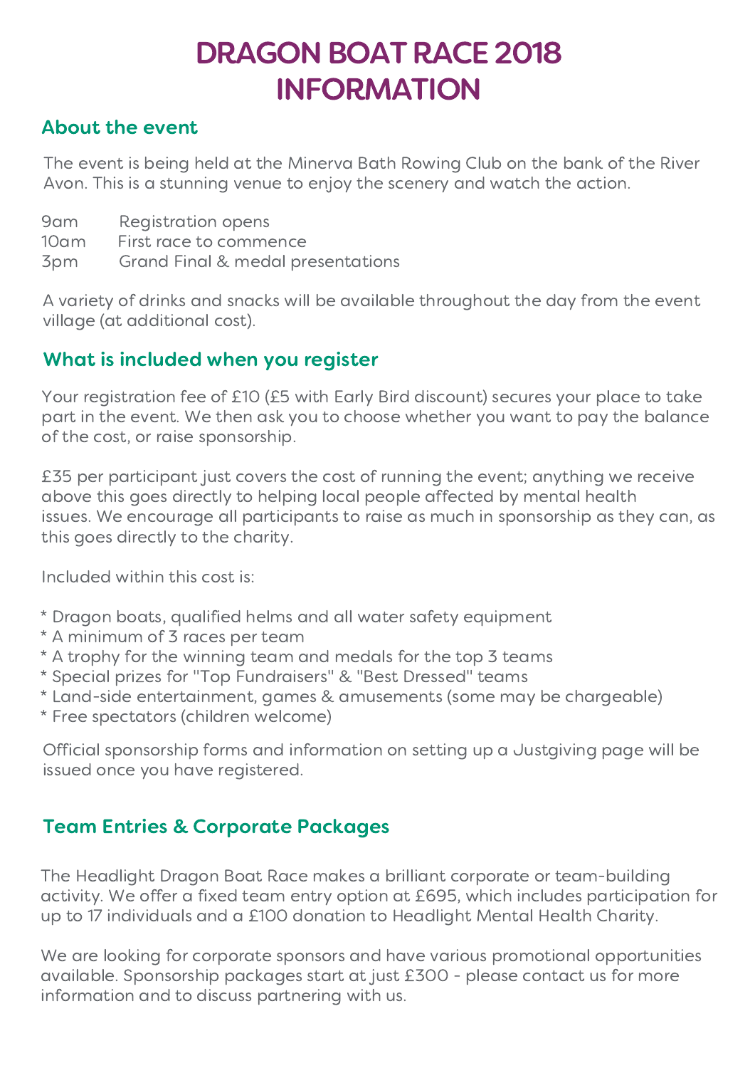# DRAGON BOAT RACE 2018 INFORMATION

## About the event

The event is being held at the Minerva Bath Rowing Club on the bank of the River Avon. This is a stunning venue to enjoy the scenery and watch the action.

9am Registration opens
10am First race to commence
3pm Grand Final & medal presentations

A variety of drinks and snacks will be available throughout the day from the event village (at additional cost).

## What is included when you register

Your registration fee of £10 (£5 with Early Bird discount) secures your place to take part in the event. We then ask you to choose whether you want to pay the balance of the cost, or raise sponsorship.

£35 per participant just covers the cost of running the event; anything we receive above this goes directly to helping local people affected by mental health issues. We encourage all participants to raise as much in sponsorship as they can, as this goes directly to the charity.

Included within this cost is:

* Dragon boats, qualified helms and all water safety equipment
* A minimum of 3 races per team
* A trophy for the winning team and medals for the top 3 teams
* Special prizes for "Top Fundraisers" & "Best Dressed" teams
* Land-side entertainment, games & amusements (some may be chargeable)
* Free spectators (children welcome)

Official sponsorship forms and information on setting up a Justgiving page will be issued once you have registered.

## Team Entries & Corporate Packages

The Headlight Dragon Boat Race makes a brilliant corporate or team-building activity. We offer a fixed team entry option at £695, which includes participation for up to 17 individuals and a £100 donation to Headlight Mental Health Charity.

We are looking for corporate sponsors and have various promotional opportunities available. Sponsorship packages start at just £300 - please contact us for more information and to discuss partnering with us.